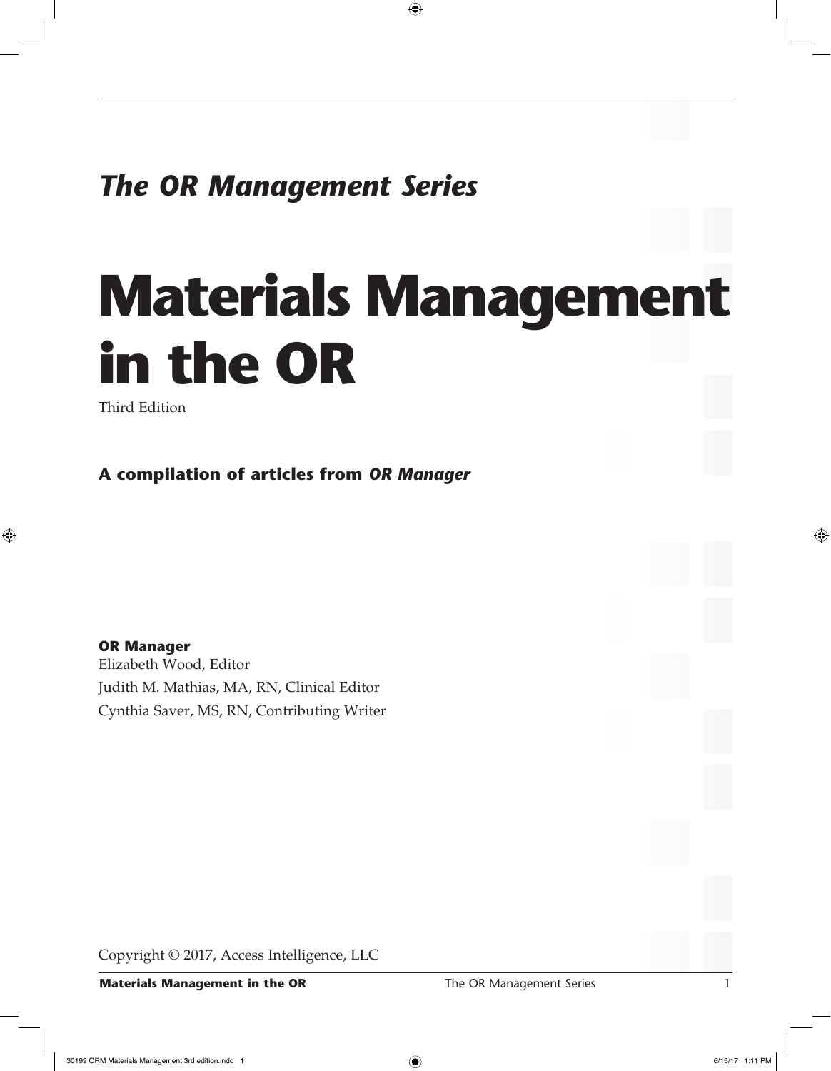*The OR Management Series*

# Materials Management in the OR

Third Edition

**A compilation of articles from *OR Manager***

**OR Manager**
Elizabeth Wood, Editor
Judith M. Mathias, MA, RN, Clinical Editor
Cynthia Saver, MS, RN, Contributing Writer

Copyright © 2017, Access Intelligence, LLC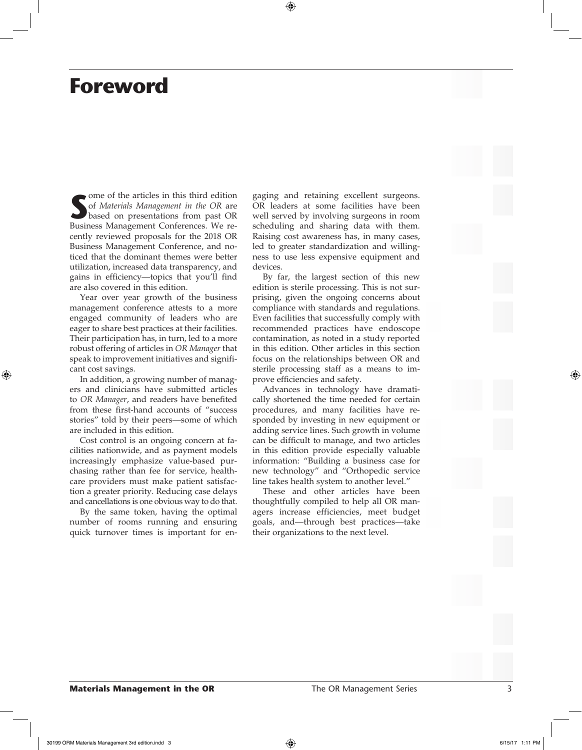# Foreword

Some of the articles in this third edition of *Materials Management in the OR* are based on presentations from past OR Business Management Conferences. We recently reviewed proposals for the 2018 OR Business Management Conference, and noticed that the dominant themes were better utilization, increased data transparency, and gains in efficiency—topics that you'll find are also covered in this edition.

Year over year growth of the business management conference attests to a more engaged community of leaders who are eager to share best practices at their facilities. Their participation has, in turn, led to a more robust offering of articles in *OR Manager* that speak to improvement initiatives and significant cost savings.

In addition, a growing number of managers and clinicians have submitted articles to *OR Manager*, and readers have benefited from these first-hand accounts of "success stories" told by their peers—some of which are included in this edition.

Cost control is an ongoing concern at facilities nationwide, and as payment models increasingly emphasize value-based purchasing rather than fee for service, healthcare providers must make patient satisfaction a greater priority. Reducing case delays and cancellations is one obvious way to do that.

By the same token, having the optimal number of rooms running and ensuring quick turnover times is important for engaging and retaining excellent surgeons. OR leaders at some facilities have been well served by involving surgeons in room scheduling and sharing data with them. Raising cost awareness has, in many cases, led to greater standardization and willingness to use less expensive equipment and devices.

By far, the largest section of this new edition is sterile processing. This is not surprising, given the ongoing concerns about compliance with standards and regulations. Even facilities that successfully comply with recommended practices have endoscope contamination, as noted in a study reported in this edition. Other articles in this section focus on the relationships between OR and sterile processing staff as a means to improve efficiencies and safety.

Advances in technology have dramatically shortened the time needed for certain procedures, and many facilities have responded by investing in new equipment or adding service lines. Such growth in volume can be difficult to manage, and two articles in this edition provide especially valuable information: "Building a business case for new technology" and "Orthopedic service line takes health system to another level."

These and other articles have been thoughtfully compiled to help all OR managers increase efficiencies, meet budget goals, and—through best practices—take their organizations to the next level.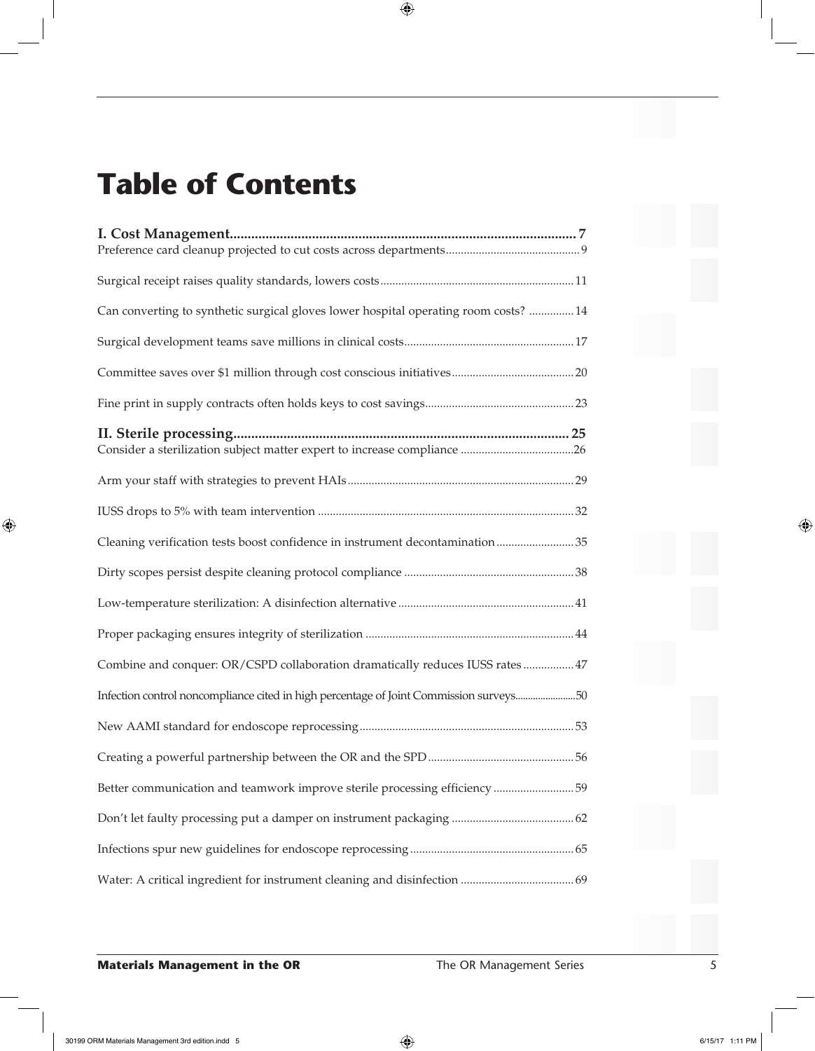# Table of Contents

**I. Cost Management................................................................................................ 7**

Preference card cleanup projected to cut costs across departments............................................ 9

Surgical receipt raises quality standards, lowers costs................................................................ 11

Can converting to synthetic surgical gloves lower hospital operating room costs? ............... 14

Surgical development teams save millions in clinical costs........................................................ 17

Committee saves over $1 million through cost conscious initiatives......................................... 20

Fine print in supply contracts often holds keys to cost savings.................................................. 23

**II. Sterile processing............................................................................................ 25**

Consider a sterilization subject matter expert to increase compliance ......................................26

Arm your staff with strategies to prevent HAIs........................................................................... 29

IUSS drops to 5% with team intervention ..................................................................................... 32

Cleaning verification tests boost confidence in instrument decontamination .......................... 35

Dirty scopes persist despite cleaning protocol compliance ......................................................... 38

Low-temperature sterilization: A disinfection alternative .......................................................... 41

Proper packaging ensures integrity of sterilization ..................................................................... 44

Combine and conquer: OR/CSPD collaboration dramatically reduces IUSS rates ................. 47

Infection control noncompliance cited in high percentage of Joint Commission surveys........................50

New AAMI standard for endoscope reprocessing....................................................................... 53

Creating a powerful partnership between the OR and the SPD................................................. 56

Better communication and teamwork improve sterile processing efficiency ........................... 59

Don't let faulty processing put a damper on instrument packaging ......................................... 62

Infections spur new guidelines for endoscope reprocessing....................................................... 65

Water: A critical ingredient for instrument cleaning and disinfection ...................................... 69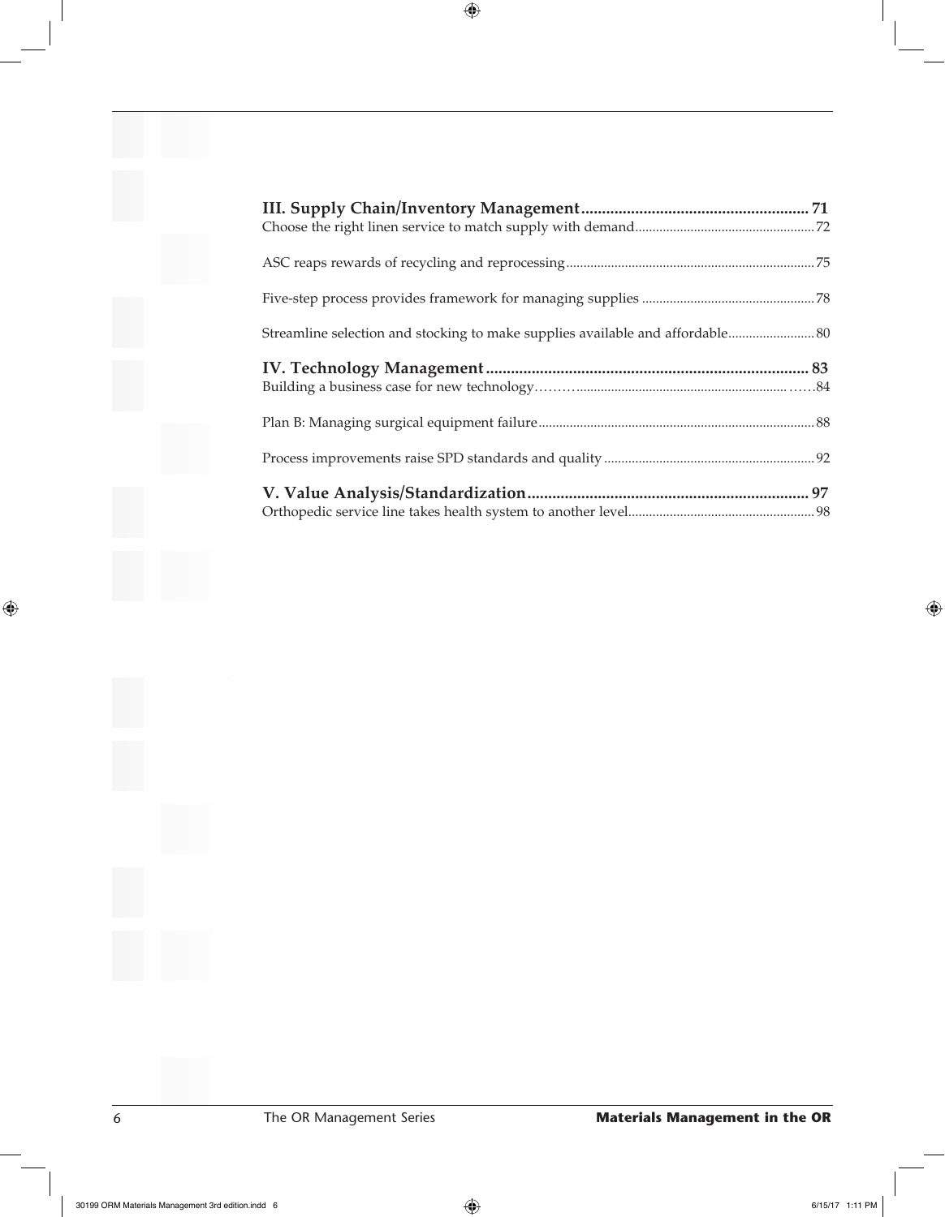**III. Supply Chain/Inventory Management....................................................... 71**
Choose the right linen service to match supply with demand....................................................72

ASC reaps rewards of recycling and reprocessing.......................................................................75

Five-step process provides framework for managing supplies ..................................................78

Streamline selection and stocking to make supplies available and affordable.........................80

**IV. Technology Management.............................................................................. 83**
Building a business case for new technology……….............................................................. ……84

Plan B: Managing surgical equipment failure...............................................................................88

Process improvements raise SPD standards and quality ............................................................92

**V. Value Analysis/Standardization.................................................................... 97**
Orthopedic service line takes health system to another level.....................................................98